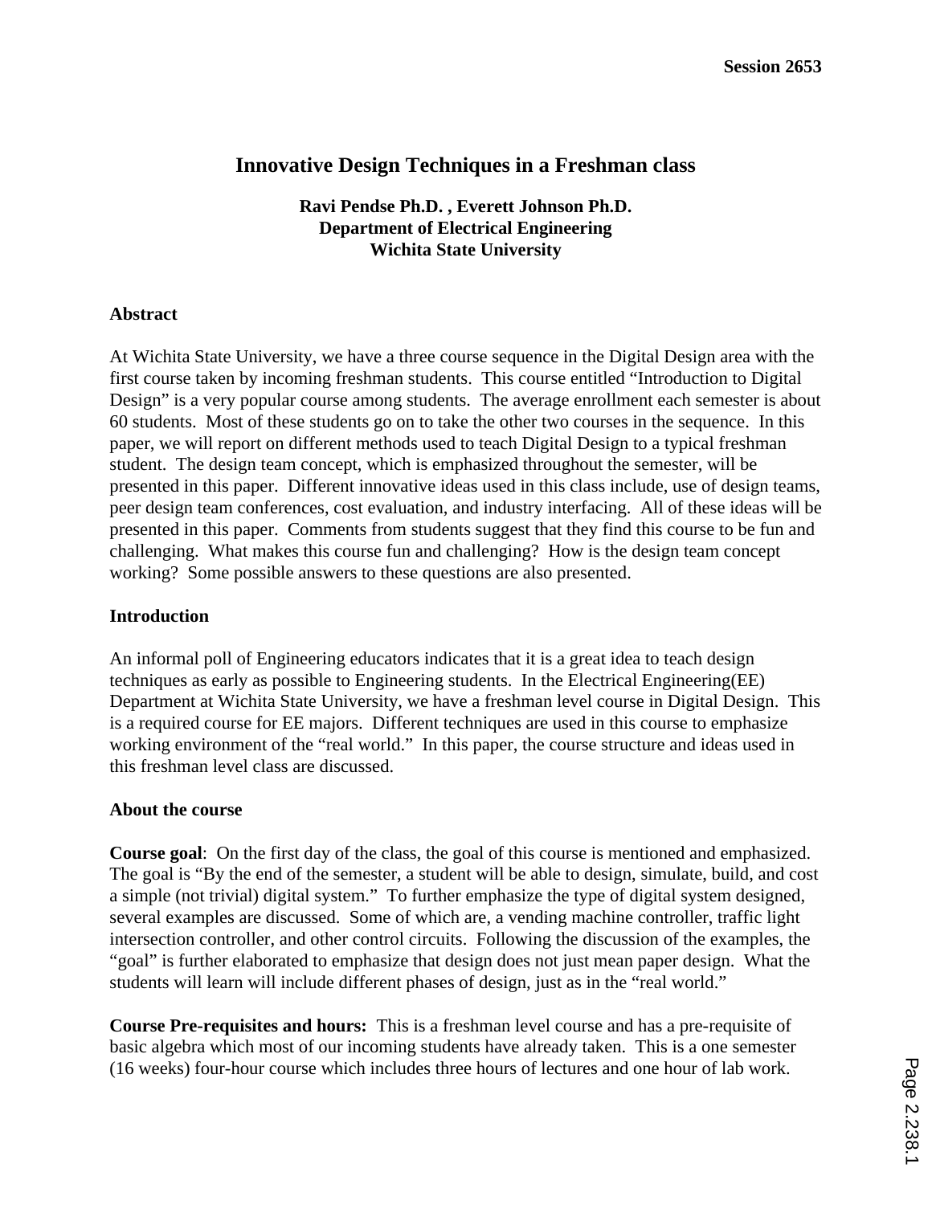# Innovative Design Techniques in a Freshman class

**Ravi Pendse Ph.D. , Everett Johnson Ph.D.**
**Department of Electrical Engineering**
**Wichita State University**

## Abstract

At Wichita State University, we have a three course sequence in the Digital Design area with the first course taken by incoming freshman students. This course entitled "Introduction to Digital Design" is a very popular course among students. The average enrollment each semester is about 60 students. Most of these students go on to take the other two courses in the sequence. In this paper, we will report on different methods used to teach Digital Design to a typical freshman student. The design team concept, which is emphasized throughout the semester, will be presented in this paper. Different innovative ideas used in this class include, use of design teams, peer design team conferences, cost evaluation, and industry interfacing. All of these ideas will be presented in this paper. Comments from students suggest that they find this course to be fun and challenging. What makes this course fun and challenging? How is the design team concept working? Some possible answers to these questions are also presented.

## Introduction

An informal poll of Engineering educators indicates that it is a great idea to teach design techniques as early as possible to Engineering students. In the Electrical Engineering(EE) Department at Wichita State University, we have a freshman level course in Digital Design. This is a required course for EE majors. Different techniques are used in this course to emphasize working environment of the "real world." In this paper, the course structure and ideas used in this freshman level class are discussed.

## About the course

**Course goal**: On the first day of the class, the goal of this course is mentioned and emphasized. The goal is "By the end of the semester, a student will be able to design, simulate, build, and cost a simple (not trivial) digital system." To further emphasize the type of digital system designed, several examples are discussed. Some of which are, a vending machine controller, traffic light intersection controller, and other control circuits. Following the discussion of the examples, the "goal" is further elaborated to emphasize that design does not just mean paper design. What the students will learn will include different phases of design, just as in the "real world."

**Course Pre-requisites and hours:** This is a freshman level course and has a pre-requisite of basic algebra which most of our incoming students have already taken. This is a one semester (16 weeks) four-hour course which includes three hours of lectures and one hour of lab work.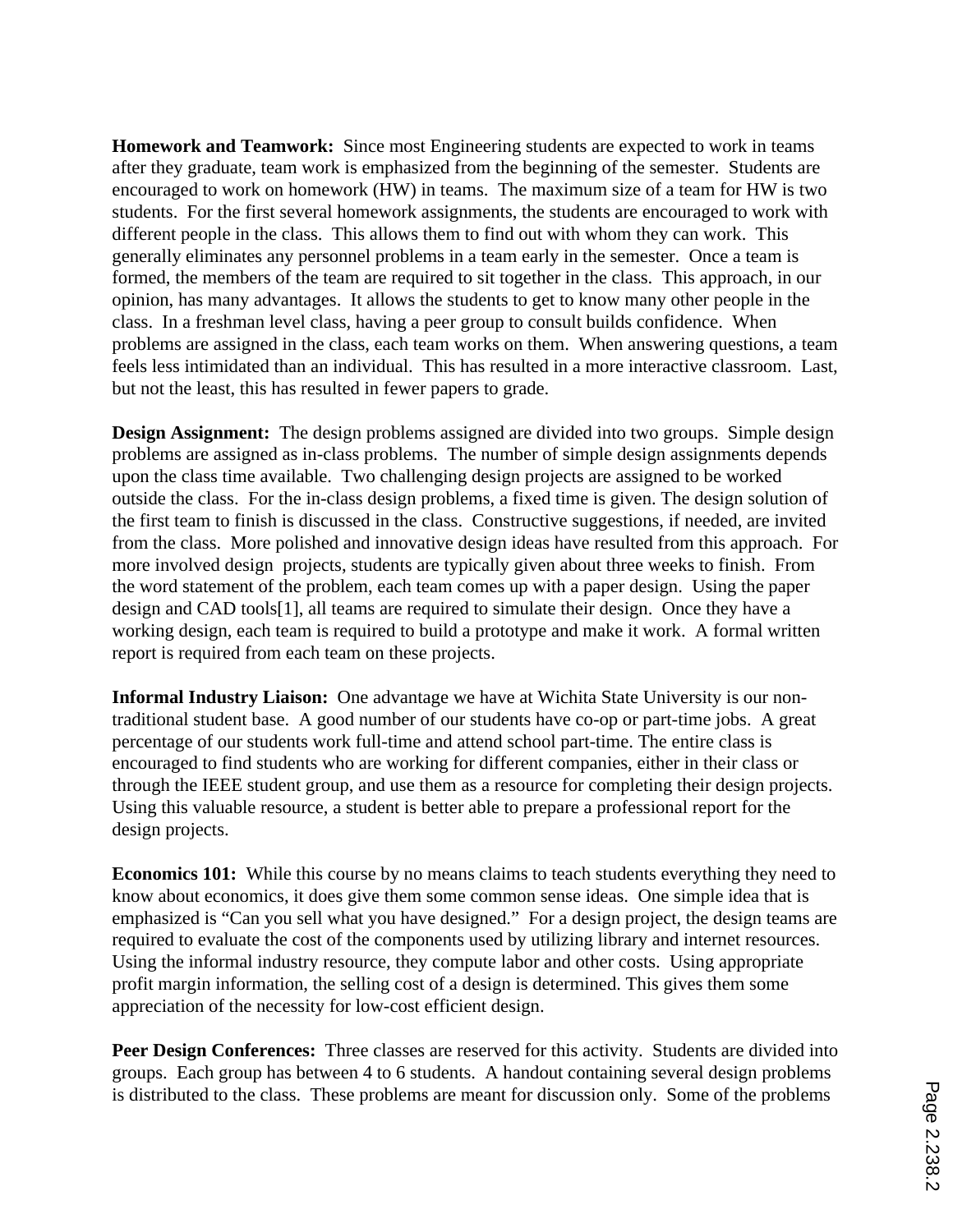**Homework and Teamwork:** Since most Engineering students are expected to work in teams after they graduate, team work is emphasized from the beginning of the semester. Students are encouraged to work on homework (HW) in teams. The maximum size of a team for HW is two students. For the first several homework assignments, the students are encouraged to work with different people in the class. This allows them to find out with whom they can work. This generally eliminates any personnel problems in a team early in the semester. Once a team is formed, the members of the team are required to sit together in the class. This approach, in our opinion, has many advantages. It allows the students to get to know many other people in the class. In a freshman level class, having a peer group to consult builds confidence. When problems are assigned in the class, each team works on them. When answering questions, a team feels less intimidated than an individual. This has resulted in a more interactive classroom. Last, but not the least, this has resulted in fewer papers to grade.

**Design Assignment:** The design problems assigned are divided into two groups. Simple design problems are assigned as in-class problems. The number of simple design assignments depends upon the class time available. Two challenging design projects are assigned to be worked outside the class. For the in-class design problems, a fixed time is given. The design solution of the first team to finish is discussed in the class. Constructive suggestions, if needed, are invited from the class. More polished and innovative design ideas have resulted from this approach. For more involved design projects, students are typically given about three weeks to finish. From the word statement of the problem, each team comes up with a paper design. Using the paper design and CAD tools[1], all teams are required to simulate their design. Once they have a working design, each team is required to build a prototype and make it work. A formal written report is required from each team on these projects.

**Informal Industry Liaison:** One advantage we have at Wichita State University is our non-traditional student base. A good number of our students have co-op or part-time jobs. A great percentage of our students work full-time and attend school part-time. The entire class is encouraged to find students who are working for different companies, either in their class or through the IEEE student group, and use them as a resource for completing their design projects. Using this valuable resource, a student is better able to prepare a professional report for the design projects.

**Economics 101:** While this course by no means claims to teach students everything they need to know about economics, it does give them some common sense ideas. One simple idea that is emphasized is "Can you sell what you have designed." For a design project, the design teams are required to evaluate the cost of the components used by utilizing library and internet resources. Using the informal industry resource, they compute labor and other costs. Using appropriate profit margin information, the selling cost of a design is determined. This gives them some appreciation of the necessity for low-cost efficient design.

**Peer Design Conferences:** Three classes are reserved for this activity. Students are divided into groups. Each group has between 4 to 6 students. A handout containing several design problems is distributed to the class. These problems are meant for discussion only. Some of the problems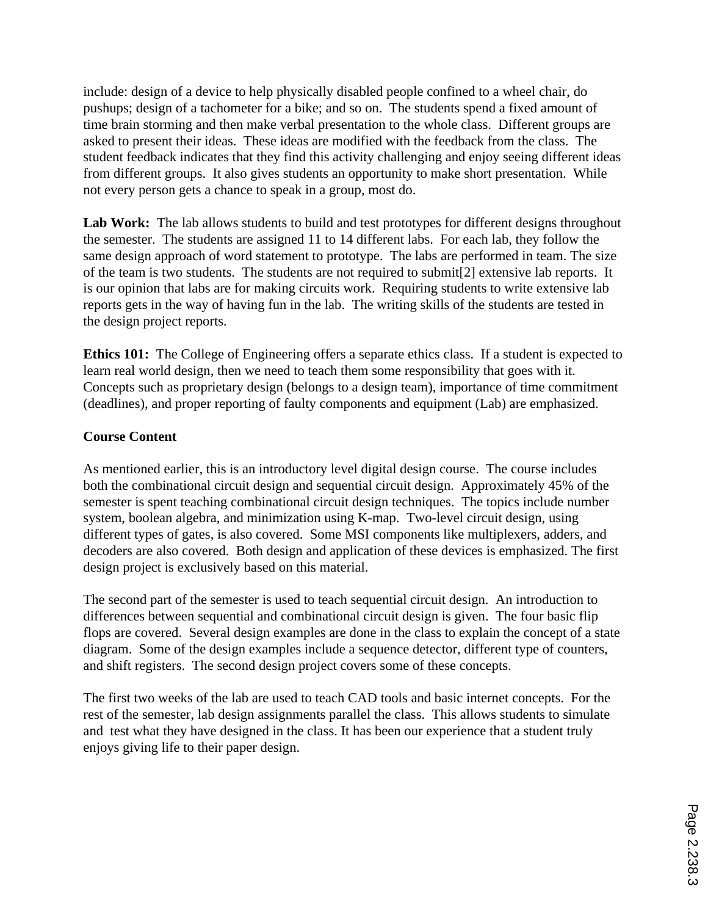include: design of a device to help physically disabled people confined to a wheel chair, do pushups; design of a tachometer for a bike; and so on. The students spend a fixed amount of time brain storming and then make verbal presentation to the whole class. Different groups are asked to present their ideas. These ideas are modified with the feedback from the class. The student feedback indicates that they find this activity challenging and enjoy seeing different ideas from different groups. It also gives students an opportunity to make short presentation. While not every person gets a chance to speak in a group, most do.

**Lab Work:** The lab allows students to build and test prototypes for different designs throughout the semester. The students are assigned 11 to 14 different labs. For each lab, they follow the same design approach of word statement to prototype. The labs are performed in team. The size of the team is two students. The students are not required to submit[2] extensive lab reports. It is our opinion that labs are for making circuits work. Requiring students to write extensive lab reports gets in the way of having fun in the lab. The writing skills of the students are tested in the design project reports.

**Ethics 101:** The College of Engineering offers a separate ethics class. If a student is expected to learn real world design, then we need to teach them some responsibility that goes with it. Concepts such as proprietary design (belongs to a design team), importance of time commitment (deadlines), and proper reporting of faulty components and equipment (Lab) are emphasized.

**Course Content**

As mentioned earlier, this is an introductory level digital design course. The course includes both the combinational circuit design and sequential circuit design. Approximately 45% of the semester is spent teaching combinational circuit design techniques. The topics include number system, boolean algebra, and minimization using K-map. Two-level circuit design, using different types of gates, is also covered. Some MSI components like multiplexers, adders, and decoders are also covered. Both design and application of these devices is emphasized. The first design project is exclusively based on this material.

The second part of the semester is used to teach sequential circuit design. An introduction to differences between sequential and combinational circuit design is given. The four basic flip flops are covered. Several design examples are done in the class to explain the concept of a state diagram. Some of the design examples include a sequence detector, different type of counters, and shift registers. The second design project covers some of these concepts.

The first two weeks of the lab are used to teach CAD tools and basic internet concepts. For the rest of the semester, lab design assignments parallel the class. This allows students to simulate and test what they have designed in the class. It has been our experience that a student truly enjoys giving life to their paper design.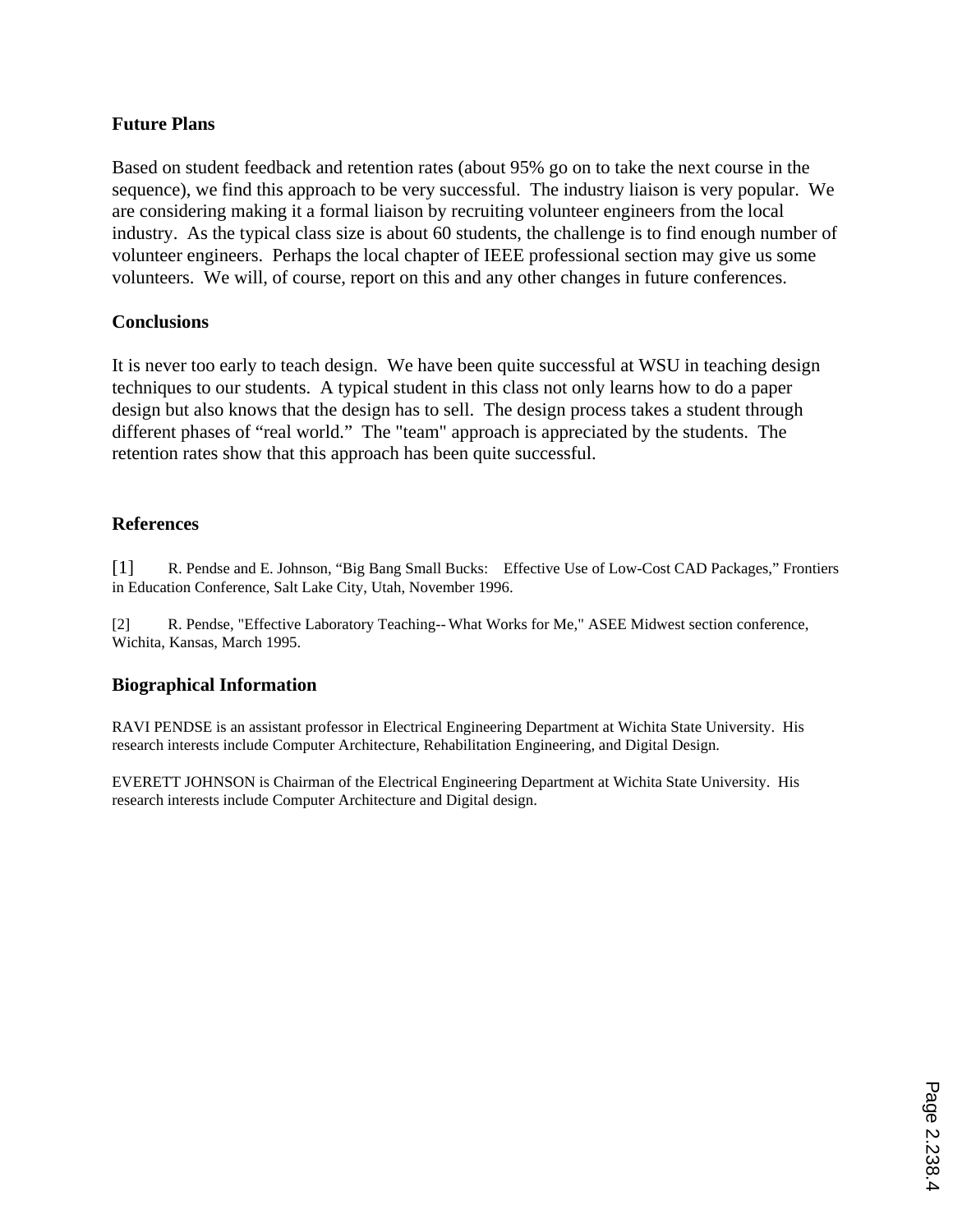## Future Plans

Based on student feedback and retention rates (about 95% go on to take the next course in the sequence), we find this approach to be very successful. The industry liaison is very popular. We are considering making it a formal liaison by recruiting volunteer engineers from the local industry. As the typical class size is about 60 students, the challenge is to find enough number of volunteer engineers. Perhaps the local chapter of IEEE professional section may give us some volunteers. We will, of course, report on this and any other changes in future conferences.

## Conclusions

It is never too early to teach design. We have been quite successful at WSU in teaching design techniques to our students. A typical student in this class not only learns how to do a paper design but also knows that the design has to sell. The design process takes a student through different phases of "real world." The "team" approach is appreciated by the students. The retention rates show that this approach has been quite successful.

## References

[1] R. Pendse and E. Johnson, "Big Bang Small Bucks: Effective Use of Low-Cost CAD Packages," Frontiers in Education Conference, Salt Lake City, Utah, November 1996.

[2] R. Pendse, "Effective Laboratory Teaching-- What Works for Me," ASEE Midwest section conference, Wichita, Kansas, March 1995.

## Biographical Information

RAVI PENDSE is an assistant professor in Electrical Engineering Department at Wichita State University. His research interests include Computer Architecture, Rehabilitation Engineering, and Digital Design.

EVERETT JOHNSON is Chairman of the Electrical Engineering Department at Wichita State University. His research interests include Computer Architecture and Digital design.